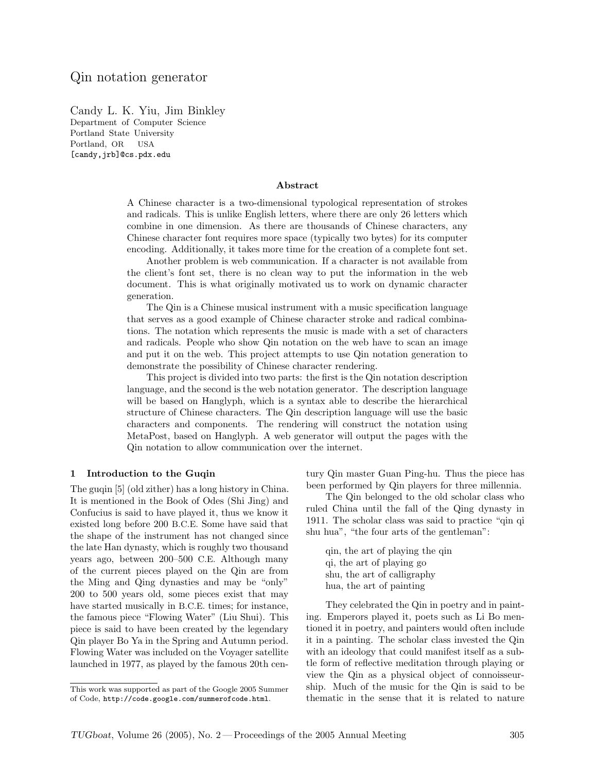# Qin notation generator

Candy L. K. Yiu, Jim Binkley
Department of Computer Science
Portland State University
Portland, OR USA
[candy,jrb]@cs.pdx.edu

### Abstract

A Chinese character is a two-dimensional typological representation of strokes and radicals. This is unlike English letters, where there are only 26 letters which combine in one dimension. As there are thousands of Chinese characters, any Chinese character font requires more space (typically two bytes) for its computer encoding. Additionally, it takes more time for the creation of a complete font set.

Another problem is web communication. If a character is not available from the client's font set, there is no clean way to put the information in the web document. This is what originally motivated us to work on dynamic character generation.

The Qin is a Chinese musical instrument with a music specification language that serves as a good example of Chinese character stroke and radical combinations. The notation which represents the music is made with a set of characters and radicals. People who show Qin notation on the web have to scan an image and put it on the web. This project attempts to use Qin notation generation to demonstrate the possibility of Chinese character rendering.

This project is divided into two parts: the first is the Qin notation description language, and the second is the web notation generator. The description language will be based on Hanglyph, which is a syntax able to describe the hierarchical structure of Chinese characters. The Qin description language will use the basic characters and components. The rendering will construct the notation using MetaPost, based on Hanglyph. A web generator will output the pages with the Qin notation to allow communication over the internet.

## 1 Introduction to the Guqin

The guqin [5] (old zither) has a long history in China. It is mentioned in the Book of Odes (Shi Jing) and Confucius is said to have played it, thus we know it existed long before 200 B.C.E. Some have said that the shape of the instrument has not changed since the late Han dynasty, which is roughly two thousand years ago, between 200–500 C.E. Although many of the current pieces played on the Qin are from the Ming and Qing dynasties and may be "only" 200 to 500 years old, some pieces exist that may have started musically in B.C.E. times; for instance, the famous piece "Flowing Water" (Liu Shui). This piece is said to have been created by the legendary Qin player Bo Ya in the Spring and Autumn period. Flowing Water was included on the Voyager satellite launched in 1977, as played by the famous 20th century Qin master Guan Ping-hu. Thus the piece has been performed by Qin players for three millennia.

The Qin belonged to the old scholar class who ruled China until the fall of the Qing dynasty in 1911. The scholar class was said to practice "qin qi shu hua", "the four arts of the gentleman":

> qin, the art of playing the qin
> qi, the art of playing go
> shu, the art of calligraphy
> hua, the art of painting

They celebrated the Qin in poetry and in painting. Emperors played it, poets such as Li Bo mentioned it in poetry, and painters would often include it in a painting. The scholar class invested the Qin with an ideology that could manifest itself as a subtle form of reflective meditation through playing or view the Qin as a physical object of connoisseurship. Much of the music for the Qin is said to be thematic in the sense that it is related to nature

This work was supported as part of the Google 2005 Summer of Code, http://code.google.com/summerofcode.html.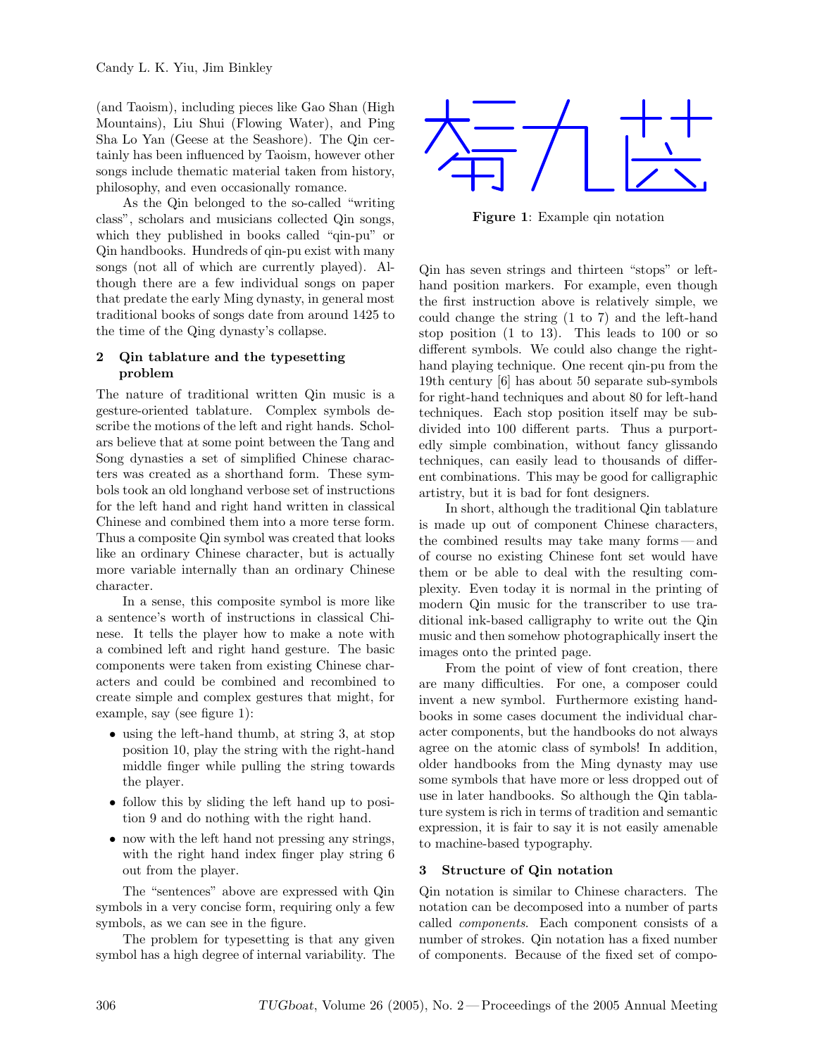(and Taoism), including pieces like Gao Shan (High Mountains), Liu Shui (Flowing Water), and Ping Sha Lo Yan (Geese at the Seashore). The Qin certainly has been influenced by Taoism, however other songs include thematic material taken from history, philosophy, and even occasionally romance.

As the Qin belonged to the so-called "writing class", scholars and musicians collected Qin songs, which they published in books called "qin-pu" or Qin handbooks. Hundreds of qin-pu exist with many songs (not all of which are currently played). Although there are a few individual songs on paper that predate the early Ming dynasty, in general most traditional books of songs date from around 1425 to the time of the Qing dynasty's collapse.

## 2 Qin tablature and the typesetting problem

The nature of traditional written Qin music is a gesture-oriented tablature. Complex symbols describe the motions of the left and right hands. Scholars believe that at some point between the Tang and Song dynasties a set of simplified Chinese characters was created as a shorthand form. These symbols took an old longhand verbose set of instructions for the left hand and right hand written in classical Chinese and combined them into a more terse form. Thus a composite Qin symbol was created that looks like an ordinary Chinese character, but is actually more variable internally than an ordinary Chinese character.

In a sense, this composite symbol is more like a sentence's worth of instructions in classical Chinese. It tells the player how to make a note with a combined left and right hand gesture. The basic components were taken from existing Chinese characters and could be combined and recombined to create simple and complex gestures that might, for example, say (see figure 1):

- using the left-hand thumb, at string 3, at stop position 10, play the string with the right-hand middle finger while pulling the string towards the player.
- follow this by sliding the left hand up to position 9 and do nothing with the right hand.
- now with the left hand not pressing any strings, with the right hand index finger play string 6 out from the player.

The "sentences" above are expressed with Qin symbols in a very concise form, requiring only a few symbols, as we can see in the figure.

The problem for typesetting is that any given symbol has a high degree of internal variability. The Qin has seven strings and thirteen "stops" or left-hand position markers. For example, even though the first instruction above is relatively simple, we could change the string (1 to 7) and the left-hand stop position (1 to 13). This leads to 100 or so different symbols. We could also change the right-hand playing technique. One recent qin-pu from the 19th century [6] has about 50 separate sub-symbols for right-hand techniques and about 80 for left-hand techniques. Each stop position itself may be subdivided into 100 different parts. Thus a purportedly simple combination, without fancy glissando techniques, can easily lead to thousands of different combinations. This may be good for calligraphic artistry, but it is bad for font designers.

**Figure 1**: Example qin notation

In short, although the traditional Qin tablature is made up out of component Chinese characters, the combined results may take many forms — and of course no existing Chinese font set would have them or be able to deal with the resulting complexity. Even today it is normal in the printing of modern Qin music for the transcriber to use traditional ink-based calligraphy to write out the Qin music and then somehow photographically insert the images onto the printed page.

From the point of view of font creation, there are many difficulties. For one, a composer could invent a new symbol. Furthermore existing handbooks in some cases document the individual character components, but the handbooks do not always agree on the atomic class of symbols! In addition, older handbooks from the Ming dynasty may use some symbols that have more or less dropped out of use in later handbooks. So although the Qin tablature system is rich in terms of tradition and semantic expression, it is fair to say it is not easily amenable to machine-based typography.

## 3 Structure of Qin notation

Qin notation is similar to Chinese characters. The notation can be decomposed into a number of parts called *components*. Each component consists of a number of strokes. Qin notation has a fixed number of components. Because of the fixed set of compo-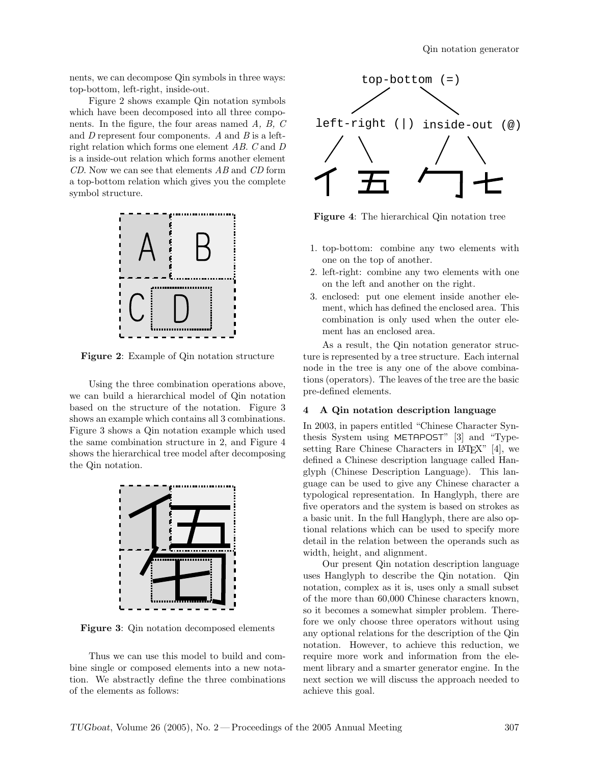nents, we can decompose Qin symbols in three ways: top-bottom, left-right, inside-out.

Figure 2 shows example Qin notation symbols which have been decomposed into all three components. In the figure, the four areas named *A, B, C* and *D* represent four components. *A* and *B* is a left-right relation which forms one element *AB*. *C* and *D* is a inside-out relation which forms another element *CD*. Now we can see that elements *AB* and *CD* form a top-bottom relation which gives you the complete symbol structure.

**Figure 2**: Example of Qin notation structure

Using the three combination operations above, we can build a hierarchical model of Qin notation based on the structure of the notation. Figure 3 shows an example which contains all 3 combinations. Figure 3 shows a Qin notation example which used the same combination structure in 2, and Figure 4 shows the hierarchical tree model after decomposing the Qin notation.

**Figure 3**: Qin notation decomposed elements

Thus we can use this model to build and combine single or composed elements into a new notation. We abstractly define the three combinations of the elements as follows:

**Figure 4**: The hierarchical Qin notation tree

1. top-bottom: combine any two elements with one on the top of another.
2. left-right: combine any two elements with one on the left and another on the right.
3. enclosed: put one element inside another element, which has defined the enclosed area. This combination is only used when the outer element has an enclosed area.

As a result, the Qin notation generator structure is represented by a tree structure. Each internal node in the tree is any one of the above combinations (operators). The leaves of the tree are the basic pre-defined elements.

## 4 A Qin notation description language

In 2003, in papers entitled "Chinese Character Synthesis System using METAPOST" [3] and "Typesetting Rare Chinese Characters in LaTeX" [4], we defined a Chinese description language called Hanglyph (Chinese Description Language). This language can be used to give any Chinese character a typological representation. In Hanglyph, there are five operators and the system is based on strokes as a basic unit. In the full Hanglyph, there are also optional relations which can be used to specify more detail in the relation between the operands such as width, height, and alignment.

Our present Qin notation description language uses Hanglyph to describe the Qin notation. Qin notation, complex as it is, uses only a small subset of the more than 60,000 Chinese characters known, so it becomes a somewhat simpler problem. Therefore we only choose three operators without using any optional relations for the description of the Qin notation. However, to achieve this reduction, we require more work and information from the element library and a smarter generator engine. In the next section we will discuss the approach needed to achieve this goal.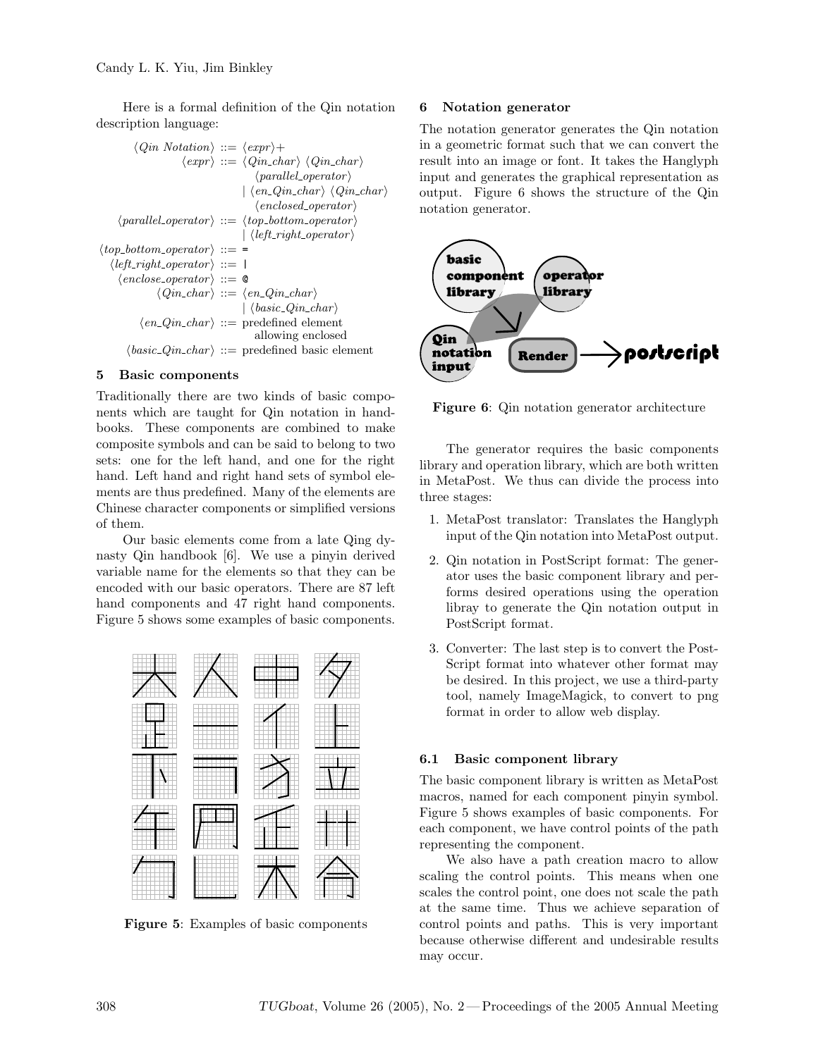Here is a formal definition of the Qin notation description language:

```
⟨Qin Notation⟩ ::= ⟨expr⟩+
        ⟨expr⟩ ::= ⟨Qin_char⟩ ⟨Qin_char⟩
                   ⟨parallel_operator⟩
                 | ⟨en_Qin_char⟩ ⟨Qin_char⟩
                   ⟨enclosed_operator⟩
⟨parallel_operator⟩ ::= ⟨top_bottom_operator⟩
                 | ⟨left_right_operator⟩
⟨top_bottom_operator⟩ ::= =
⟨left_right_operator⟩ ::= |
⟨enclose_operator⟩ ::= @
      ⟨Qin_char⟩ ::= ⟨en_Qin_char⟩
                 | ⟨basic_Qin_char⟩
   ⟨en_Qin_char⟩ ::= predefined element
                     allowing enclosed
⟨basic_Qin_char⟩ ::= predefined basic element
```

## 5 Basic components

Traditionally there are two kinds of basic components which are taught for Qin notation in handbooks. These components are combined to make composite symbols and can be said to belong to two sets: one for the left hand, and one for the right hand. Left hand and right hand sets of symbol elements are thus predefined. Many of the elements are Chinese character components or simplified versions of them.

Our basic elements come from a late Qing dynasty Qin handbook [6]. We use a pinyin derived variable name for the elements so that they can be encoded with our basic operators. There are 87 left hand components and 47 right hand components. Figure 5 shows some examples of basic components.

**Figure 5**: Examples of basic components

## 6 Notation generator

The notation generator generates the Qin notation in a geometric format such that we can convert the result into an image or font. It takes the Hanglyph input and generates the graphical representation as output. Figure 6 shows the structure of the Qin notation generator.

**Figure 6**: Qin notation generator architecture

The generator requires the basic components library and operation library, which are both written in MetaPost. We thus can divide the process into three stages:

1. MetaPost translator: Translates the Hanglyph input of the Qin notation into MetaPost output.
2. Qin notation in PostScript format: The generator uses the basic component library and performs desired operations using the operation libray to generate the Qin notation output in PostScript format.
3. Converter: The last step is to convert the PostScript format into whatever other format may be desired. In this project, we use a third-party tool, namely ImageMagick, to convert to png format in order to allow web display.

### 6.1 Basic component library

The basic component library is written as MetaPost macros, named for each component pinyin symbol. Figure 5 shows examples of basic components. For each component, we have control points of the path representing the component.

We also have a path creation macro to allow scaling the control points. This means when one scales the control point, one does not scale the path at the same time. Thus we achieve separation of control points and paths. This is very important because otherwise different and undesirable results may occur.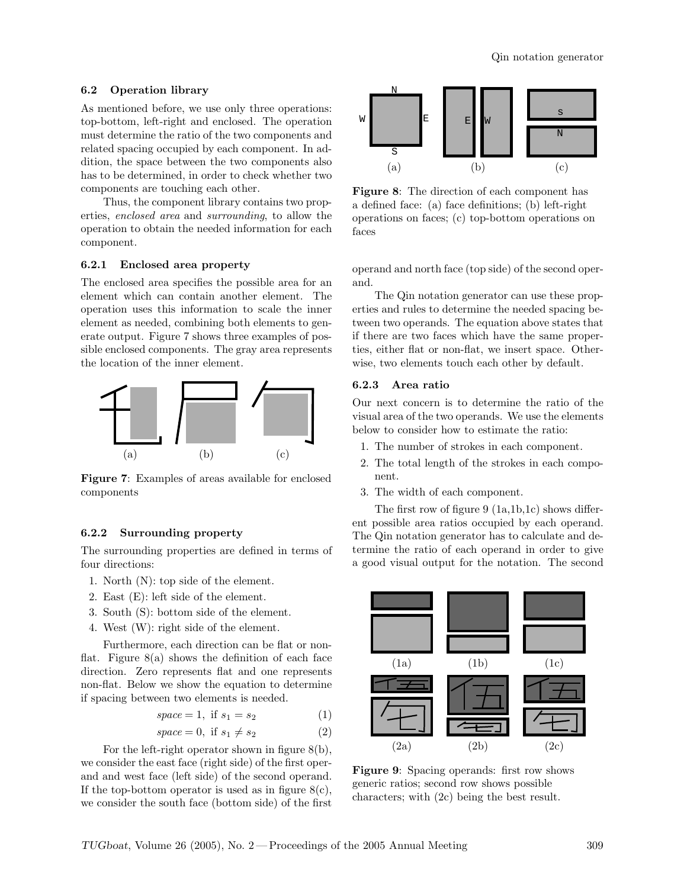### 6.2 Operation library

As mentioned before, we use only three operations: top-bottom, left-right and enclosed. The operation must determine the ratio of the two components and related spacing occupied by each component. In addition, the space between the two components also has to be determined, in order to check whether two components are touching each other.

Thus, the component library contains two properties, *enclosed area* and *surrounding*, to allow the operation to obtain the needed information for each component.

#### 6.2.1 Enclosed area property

The enclosed area specifies the possible area for an element which can contain another element. The operation uses this information to scale the inner element as needed, combining both elements to generate output. Figure 7 shows three examples of possible enclosed components. The gray area represents the location of the inner element.

**Figure 7**: Examples of areas available for enclosed components

#### 6.2.2 Surrounding property

The surrounding properties are defined in terms of four directions:

1. North (N): top side of the element.
2. East (E): left side of the element.
3. South (S): bottom side of the element.
4. West (W): right side of the element.

Furthermore, each direction can be flat or non-flat. Figure 8(a) shows the definition of each face direction. Zero represents flat and one represents non-flat. Below we show the equation to determine if spacing between two elements is needed.

$$space = 1, \text{ if } s_1 = s_2 \quad (1)$$

$$space = 0, \text{ if } s_1 \neq s_2 \quad (2)$$

For the left-right operator shown in figure 8(b), we consider the east face (right side) of the first operand and west face (left side) of the second operand. If the top-bottom operator is used as in figure 8(c), we consider the south face (bottom side) of the first operand and north face (top side) of the second operand.

**Figure 8**: The direction of each component has a defined face: (a) face definitions; (b) left-right operations on faces; (c) top-bottom operations on faces

The Qin notation generator can use these properties and rules to determine the needed spacing between two operands. The equation above states that if there are two faces which have the same properties, either flat or non-flat, we insert space. Otherwise, two elements touch each other by default.

#### 6.2.3 Area ratio

Our next concern is to determine the ratio of the visual area of the two operands. We use the elements below to consider how to estimate the ratio:

1. The number of strokes in each component.
2. The total length of the strokes in each component.
3. The width of each component.

The first row of figure 9 (1a,1b,1c) shows different possible area ratios occupied by each operand. The Qin notation generator has to calculate and determine the ratio of each operand in order to give a good visual output for the notation. The second

**Figure 9**: Spacing operands: first row shows generic ratios; second row shows possible characters; with (2c) being the best result.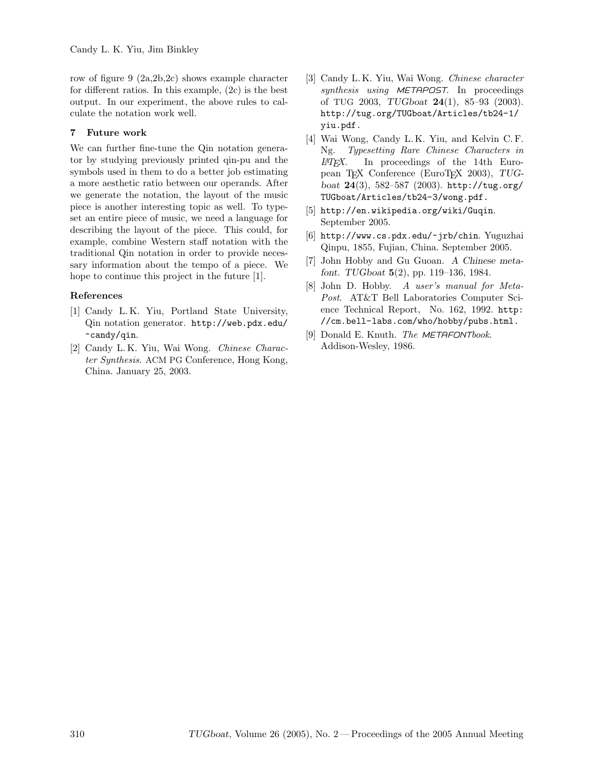row of figure 9 (2a,2b,2c) shows example character for different ratios. In this example, (2c) is the best output. In our experiment, the above rules to calculate the notation work well.

## 7 Future work

We can further fine-tune the Qin notation generator by studying previously printed qin-pu and the symbols used in them to do a better job estimating a more aesthetic ratio between our operands. After we generate the notation, the layout of the music piece is another interesting topic as well. To typeset an entire piece of music, we need a language for describing the layout of the piece. This could, for example, combine Western staff notation with the traditional Qin notation in order to provide necessary information about the tempo of a piece. We hope to continue this project in the future [1].

### References

[1] Candy L. K. Yiu, Portland State University, Qin notation generator. http://web.pdx.edu/~candy/qin.

[2] Candy L. K. Yiu, Wai Wong. *Chinese Character Synthesis*. ACM PG Conference, Hong Kong, China. January 25, 2003.

[3] Candy L. K. Yiu, Wai Wong. *Chinese character synthesis using METAPOST*. In proceedings of TUG 2003, *TUGboat* **24**(1), 85–93 (2003). http://tug.org/TUGboat/Articles/tb24-1/yiu.pdf.

[4] Wai Wong, Candy L. K. Yiu, and Kelvin C. F. Ng. *Typesetting Rare Chinese Characters in LaTeX*. In proceedings of the 14th European TeX Conference (EuroTeX 2003), *TUGboat* **24**(3), 582–587 (2003). http://tug.org/TUGboat/Articles/tb24-3/wong.pdf.

[5] http://en.wikipedia.org/wiki/Guqin. September 2005.

[6] http://www.cs.pdx.edu/~jrb/chin. Yuguzhai Qinpu, 1855, Fujian, China. September 2005.

[7] John Hobby and Gu Guoan. *A Chinese metafont*. *TUGboat* **5**(2), pp. 119–136, 1984.

[8] John D. Hobby. *A user's manual for MetaPost*. AT&T Bell Laboratories Computer Science Technical Report, No. 162, 1992. http://cm.bell-labs.com/who/hobby/pubs.html.

[9] Donald E. Knuth. *The METAFONTbook*. Addison-Wesley, 1986.